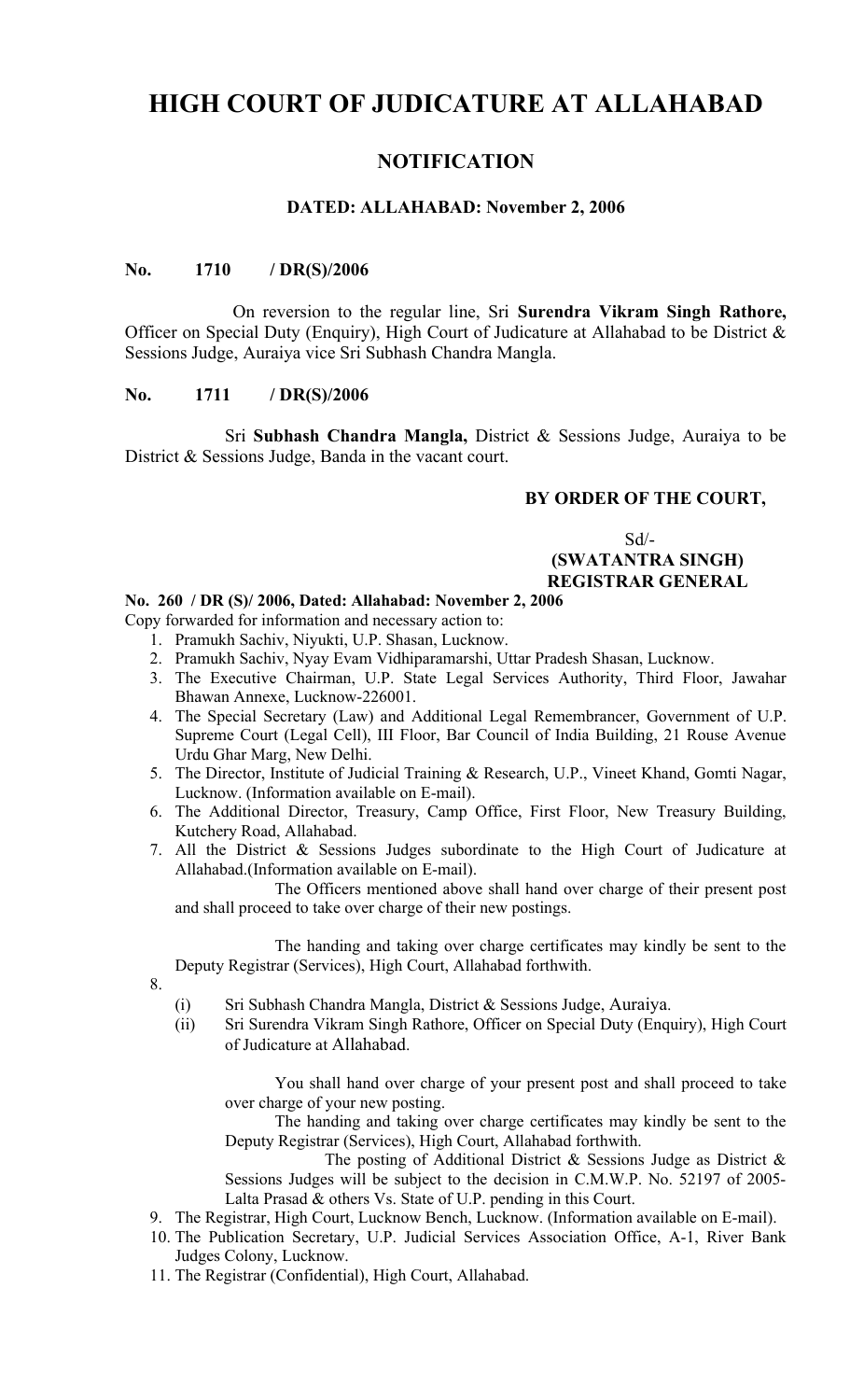# HIGH COURT OF JUDICATURE AT ALLAHABAD

## NOTIFICATION

### DATED: ALLAHABAD: November 2, 2006

**No. 1710 / DR(S)/2006**

On reversion to the regular line, Sri **Surendra Vikram Singh Rathore,** Officer on Special Duty (Enquiry), High Court of Judicature at Allahabad to be District & Sessions Judge, Auraiya vice Sri Subhash Chandra Mangla.

**No. 1711 / DR(S)/2006**

Sri **Subhash Chandra Mangla,** District & Sessions Judge, Auraiya to be District & Sessions Judge, Banda in the vacant court.

**BY ORDER OF THE COURT,**

Sd/-
**(SWATANTRA SINGH)**
**REGISTRAR GENERAL**

**No. 260 / DR (S)/ 2006, Dated: Allahabad: November 2, 2006**

Copy forwarded for information and necessary action to:

1. Pramukh Sachiv, Niyukti, U.P. Shasan, Lucknow.
2. Pramukh Sachiv, Nyay Evam Vidhiparamarshi, Uttar Pradesh Shasan, Lucknow.
3. The Executive Chairman, U.P. State Legal Services Authority, Third Floor, Jawahar Bhawan Annexe, Lucknow-226001.
4. The Special Secretary (Law) and Additional Legal Remembrancer, Government of U.P. Supreme Court (Legal Cell), III Floor, Bar Council of India Building, 21 Rouse Avenue Urdu Ghar Marg, New Delhi.
5. The Director, Institute of Judicial Training & Research, U.P., Vineet Khand, Gomti Nagar, Lucknow. (Information available on E-mail).
6. The Additional Director, Treasury, Camp Office, First Floor, New Treasury Building, Kutchery Road, Allahabad.
7. All the District & Sessions Judges subordinate to the High Court of Judicature at Allahabad.(Information available on E-mail).

   The Officers mentioned above shall hand over charge of their present post and shall proceed to take over charge of their new postings.

   The handing and taking over charge certificates may kindly be sent to the Deputy Registrar (Services), High Court, Allahabad forthwith.
8. 
   (i) Sri Subhash Chandra Mangla, District & Sessions Judge, Auraiya.

   (ii) Sri Surendra Vikram Singh Rathore, Officer on Special Duty (Enquiry), High Court of Judicature at Allahabad.

   You shall hand over charge of your present post and shall proceed to take over charge of your new posting.

   The handing and taking over charge certificates may kindly be sent to the Deputy Registrar (Services), High Court, Allahabad forthwith.

   The posting of Additional District & Sessions Judge as District & Sessions Judges will be subject to the decision in C.M.W.P. No. 52197 of 2005-Lalta Prasad & others Vs. State of U.P. pending in this Court.
9. The Registrar, High Court, Lucknow Bench, Lucknow. (Information available on E-mail).
10. The Publication Secretary, U.P. Judicial Services Association Office, A-1, River Bank Judges Colony, Lucknow.
11. The Registrar (Confidential), High Court, Allahabad.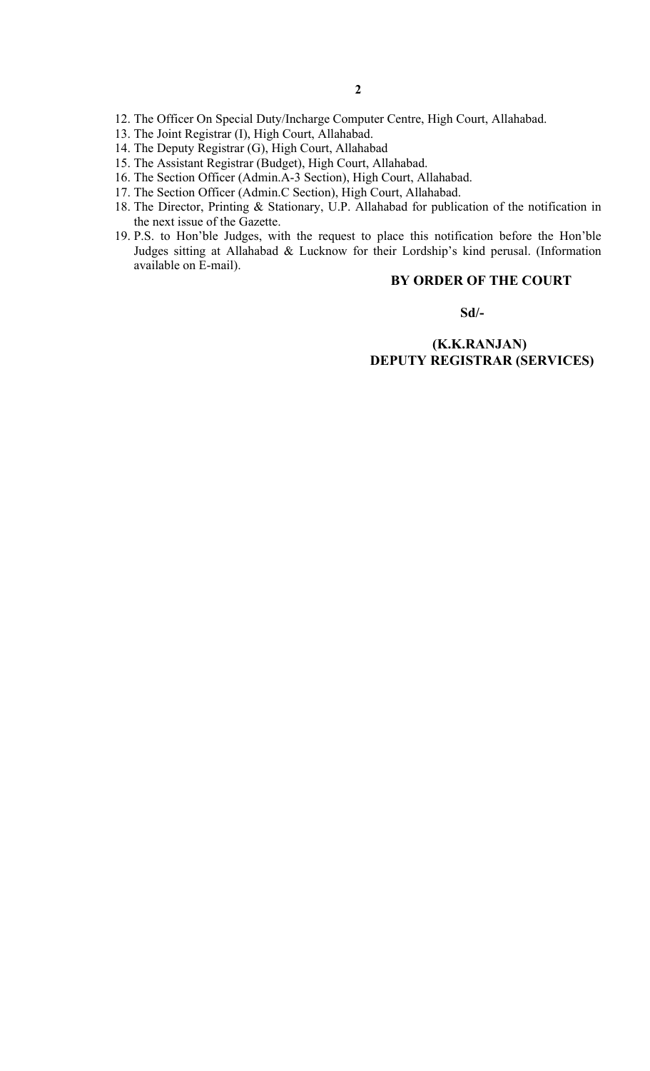12. The Officer On Special Duty/Incharge Computer Centre, High Court, Allahabad.
13. The Joint Registrar (I), High Court, Allahabad.
14. The Deputy Registrar (G), High Court, Allahabad
15. The Assistant Registrar (Budget), High Court, Allahabad.
16. The Section Officer (Admin.A-3 Section), High Court, Allahabad.
17. The Section Officer (Admin.C Section), High Court, Allahabad.
18. The Director, Printing & Stationary, U.P. Allahabad for publication of the notification in the next issue of the Gazette.
19. P.S. to Hon'ble Judges, with the request to place this notification before the Hon'ble Judges sitting at Allahabad & Lucknow for their Lordship's kind perusal. (Information available on E-mail).

**BY ORDER OF THE COURT**

**Sd/-**

**(K.K.RANJAN)**
**DEPUTY REGISTRAR (SERVICES)**